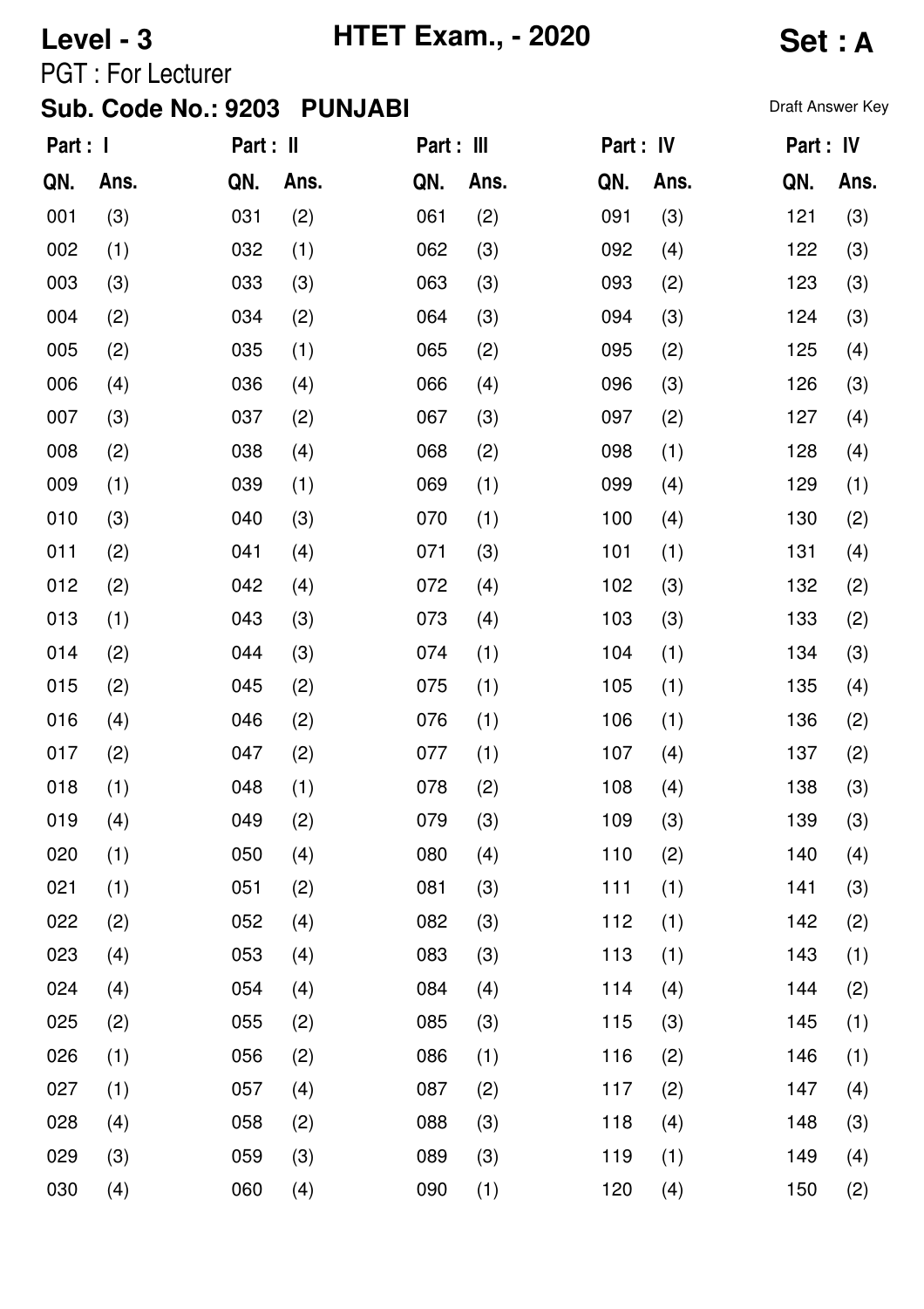**Level - 3** **HTET Exam., - 2020** **Set : A**

PGT : For Lecturer

**Sub. Code No.: 9203 PUNJABI**

Draft Answer Key

| Part : I | | Part : II | | Part : III | | Part : IV | | Part : IV | |
|---|---|---|---|---|---|---|---|---|---|
| **QN.** | **Ans.** | **QN.** | **Ans.** | **QN.** | **Ans.** | **QN.** | **Ans.** | **QN.** | **Ans.** |
| 001 | (3) | 031 | (2) | 061 | (2) | 091 | (3) | 121 | (3) |
| 002 | (1) | 032 | (1) | 062 | (3) | 092 | (4) | 122 | (3) |
| 003 | (3) | 033 | (3) | 063 | (3) | 093 | (2) | 123 | (3) |
| 004 | (2) | 034 | (2) | 064 | (3) | 094 | (3) | 124 | (3) |
| 005 | (2) | 035 | (1) | 065 | (2) | 095 | (2) | 125 | (4) |
| 006 | (4) | 036 | (4) | 066 | (4) | 096 | (3) | 126 | (3) |
| 007 | (3) | 037 | (2) | 067 | (3) | 097 | (2) | 127 | (4) |
| 008 | (2) | 038 | (4) | 068 | (2) | 098 | (1) | 128 | (4) |
| 009 | (1) | 039 | (1) | 069 | (1) | 099 | (4) | 129 | (1) |
| 010 | (3) | 040 | (3) | 070 | (1) | 100 | (4) | 130 | (2) |
| 011 | (2) | 041 | (4) | 071 | (3) | 101 | (1) | 131 | (4) |
| 012 | (2) | 042 | (4) | 072 | (4) | 102 | (3) | 132 | (2) |
| 013 | (1) | 043 | (3) | 073 | (4) | 103 | (3) | 133 | (2) |
| 014 | (2) | 044 | (3) | 074 | (1) | 104 | (1) | 134 | (3) |
| 015 | (2) | 045 | (2) | 075 | (1) | 105 | (1) | 135 | (4) |
| 016 | (4) | 046 | (2) | 076 | (1) | 106 | (1) | 136 | (2) |
| 017 | (2) | 047 | (2) | 077 | (1) | 107 | (4) | 137 | (2) |
| 018 | (1) | 048 | (1) | 078 | (2) | 108 | (4) | 138 | (3) |
| 019 | (4) | 049 | (2) | 079 | (3) | 109 | (3) | 139 | (3) |
| 020 | (1) | 050 | (4) | 080 | (4) | 110 | (2) | 140 | (4) |
| 021 | (1) | 051 | (2) | 081 | (3) | 111 | (1) | 141 | (3) |
| 022 | (2) | 052 | (4) | 082 | (3) | 112 | (1) | 142 | (2) |
| 023 | (4) | 053 | (4) | 083 | (3) | 113 | (1) | 143 | (1) |
| 024 | (4) | 054 | (4) | 084 | (4) | 114 | (4) | 144 | (2) |
| 025 | (2) | 055 | (2) | 085 | (3) | 115 | (3) | 145 | (1) |
| 026 | (1) | 056 | (2) | 086 | (1) | 116 | (2) | 146 | (1) |
| 027 | (1) | 057 | (4) | 087 | (2) | 117 | (2) | 147 | (4) |
| 028 | (4) | 058 | (2) | 088 | (3) | 118 | (4) | 148 | (3) |
| 029 | (3) | 059 | (3) | 089 | (3) | 119 | (1) | 149 | (4) |
| 030 | (4) | 060 | (4) | 090 | (1) | 120 | (4) | 150 | (2) |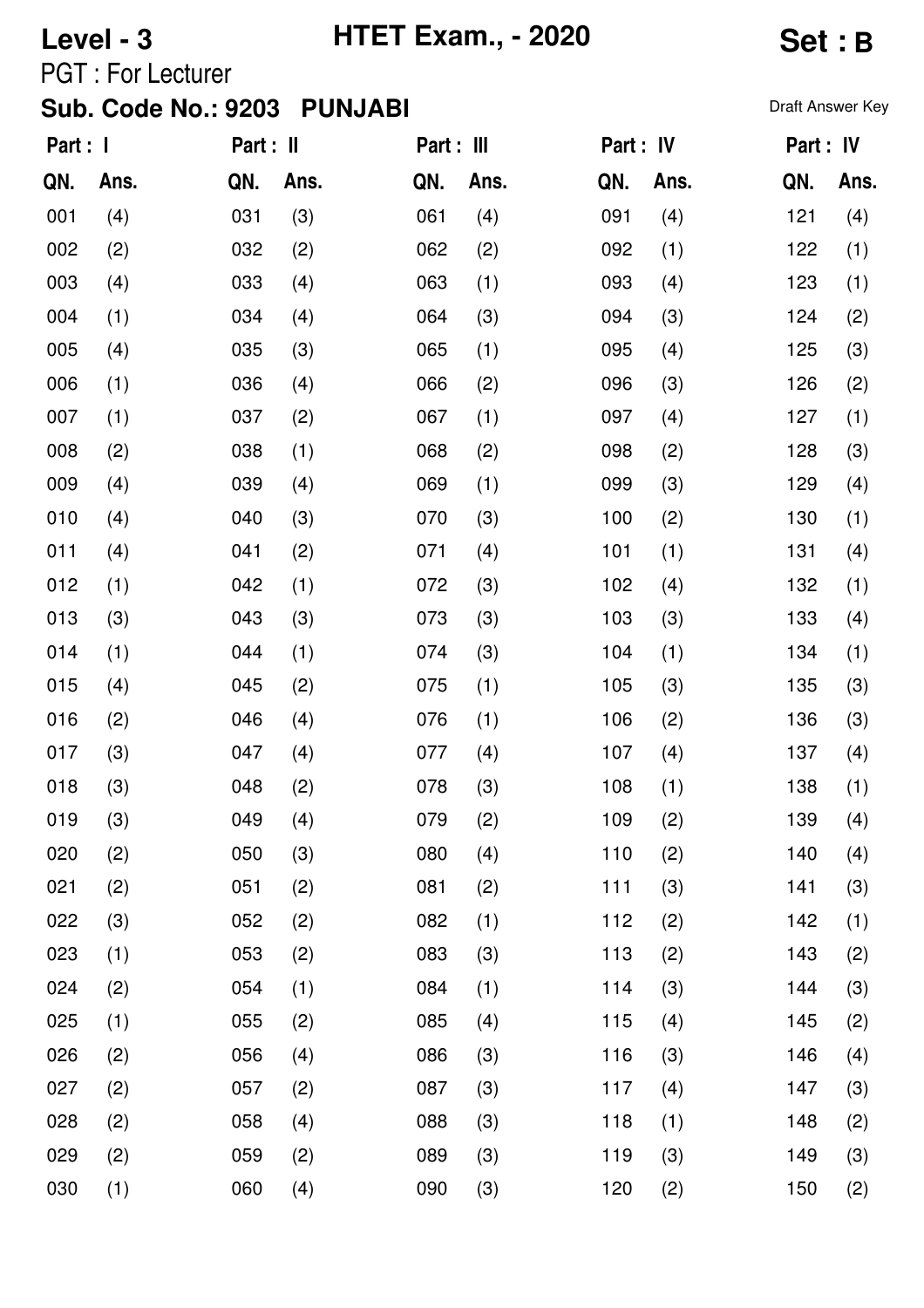**Level - 3** **HTET Exam., - 2020** **Set : B**

PGT : For Lecturer

**Sub. Code No.: 9203 PUNJABI**

Draft Answer Key

| Part : I | | Part : II | | Part : III | | Part : IV | | Part : IV | |
|---|---|---|---|---|---|---|---|---|---|
| **QN.** | **Ans.** | **QN.** | **Ans.** | **QN.** | **Ans.** | **QN.** | **Ans.** | **QN.** | **Ans.** |
| 001 | (4) | 031 | (3) | 061 | (4) | 091 | (4) | 121 | (4) |
| 002 | (2) | 032 | (2) | 062 | (2) | 092 | (1) | 122 | (1) |
| 003 | (4) | 033 | (4) | 063 | (1) | 093 | (4) | 123 | (1) |
| 004 | (1) | 034 | (4) | 064 | (3) | 094 | (3) | 124 | (2) |
| 005 | (4) | 035 | (3) | 065 | (1) | 095 | (4) | 125 | (3) |
| 006 | (1) | 036 | (4) | 066 | (2) | 096 | (3) | 126 | (2) |
| 007 | (1) | 037 | (2) | 067 | (1) | 097 | (4) | 127 | (1) |
| 008 | (2) | 038 | (1) | 068 | (2) | 098 | (2) | 128 | (3) |
| 009 | (4) | 039 | (4) | 069 | (1) | 099 | (3) | 129 | (4) |
| 010 | (4) | 040 | (3) | 070 | (3) | 100 | (2) | 130 | (1) |
| 011 | (4) | 041 | (2) | 071 | (4) | 101 | (1) | 131 | (4) |
| 012 | (1) | 042 | (1) | 072 | (3) | 102 | (4) | 132 | (1) |
| 013 | (3) | 043 | (3) | 073 | (3) | 103 | (3) | 133 | (4) |
| 014 | (1) | 044 | (1) | 074 | (3) | 104 | (1) | 134 | (1) |
| 015 | (4) | 045 | (2) | 075 | (1) | 105 | (3) | 135 | (3) |
| 016 | (2) | 046 | (4) | 076 | (1) | 106 | (2) | 136 | (3) |
| 017 | (3) | 047 | (4) | 077 | (4) | 107 | (4) | 137 | (4) |
| 018 | (3) | 048 | (2) | 078 | (3) | 108 | (1) | 138 | (1) |
| 019 | (3) | 049 | (4) | 079 | (2) | 109 | (2) | 139 | (4) |
| 020 | (2) | 050 | (3) | 080 | (4) | 110 | (2) | 140 | (4) |
| 021 | (2) | 051 | (2) | 081 | (2) | 111 | (3) | 141 | (3) |
| 022 | (3) | 052 | (2) | 082 | (1) | 112 | (2) | 142 | (1) |
| 023 | (1) | 053 | (2) | 083 | (3) | 113 | (2) | 143 | (2) |
| 024 | (2) | 054 | (1) | 084 | (1) | 114 | (3) | 144 | (3) |
| 025 | (1) | 055 | (2) | 085 | (4) | 115 | (4) | 145 | (2) |
| 026 | (2) | 056 | (4) | 086 | (3) | 116 | (3) | 146 | (4) |
| 027 | (2) | 057 | (2) | 087 | (3) | 117 | (4) | 147 | (3) |
| 028 | (2) | 058 | (4) | 088 | (3) | 118 | (1) | 148 | (2) |
| 029 | (2) | 059 | (2) | 089 | (3) | 119 | (3) | 149 | (3) |
| 030 | (1) | 060 | (4) | 090 | (3) | 120 | (2) | 150 | (2) |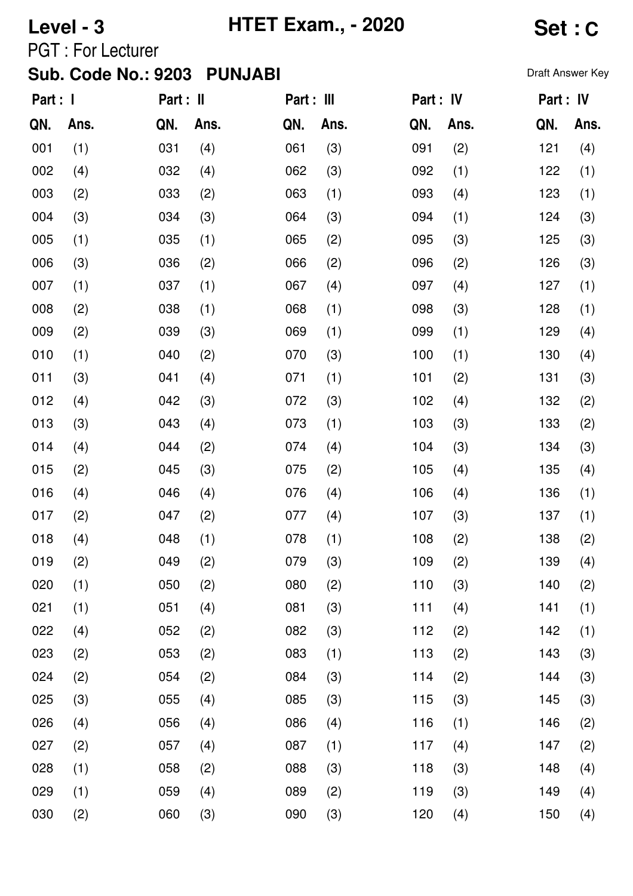**Level - 3** | **HTET Exam., - 2020** | **Set : C**

PGT : For Lecturer

**Sub. Code No.: 9203 PUNJABI**

Draft Answer Key

| Part : I | | Part : II | | Part : III | | Part : IV | | Part : IV | |
|---|---|---|---|---|---|---|---|---|---|
| QN. | Ans. | QN. | Ans. | QN. | Ans. | QN. | Ans. | QN. | Ans. |
| 001 | (1) | 031 | (4) | 061 | (3) | 091 | (2) | 121 | (4) |
| 002 | (4) | 032 | (4) | 062 | (3) | 092 | (1) | 122 | (1) |
| 003 | (2) | 033 | (2) | 063 | (1) | 093 | (4) | 123 | (1) |
| 004 | (3) | 034 | (3) | 064 | (3) | 094 | (1) | 124 | (3) |
| 005 | (1) | 035 | (1) | 065 | (2) | 095 | (3) | 125 | (3) |
| 006 | (3) | 036 | (2) | 066 | (2) | 096 | (2) | 126 | (3) |
| 007 | (1) | 037 | (1) | 067 | (4) | 097 | (4) | 127 | (1) |
| 008 | (2) | 038 | (1) | 068 | (1) | 098 | (3) | 128 | (1) |
| 009 | (2) | 039 | (3) | 069 | (1) | 099 | (1) | 129 | (4) |
| 010 | (1) | 040 | (2) | 070 | (3) | 100 | (1) | 130 | (4) |
| 011 | (3) | 041 | (4) | 071 | (1) | 101 | (2) | 131 | (3) |
| 012 | (4) | 042 | (3) | 072 | (3) | 102 | (4) | 132 | (2) |
| 013 | (3) | 043 | (4) | 073 | (1) | 103 | (3) | 133 | (2) |
| 014 | (4) | 044 | (2) | 074 | (4) | 104 | (3) | 134 | (3) |
| 015 | (2) | 045 | (3) | 075 | (2) | 105 | (4) | 135 | (4) |
| 016 | (4) | 046 | (4) | 076 | (4) | 106 | (4) | 136 | (1) |
| 017 | (2) | 047 | (2) | 077 | (4) | 107 | (3) | 137 | (1) |
| 018 | (4) | 048 | (1) | 078 | (1) | 108 | (2) | 138 | (2) |
| 019 | (2) | 049 | (2) | 079 | (3) | 109 | (2) | 139 | (4) |
| 020 | (1) | 050 | (2) | 080 | (2) | 110 | (3) | 140 | (2) |
| 021 | (1) | 051 | (4) | 081 | (3) | 111 | (4) | 141 | (1) |
| 022 | (4) | 052 | (2) | 082 | (3) | 112 | (2) | 142 | (1) |
| 023 | (2) | 053 | (2) | 083 | (1) | 113 | (2) | 143 | (3) |
| 024 | (2) | 054 | (2) | 084 | (3) | 114 | (2) | 144 | (3) |
| 025 | (3) | 055 | (4) | 085 | (3) | 115 | (3) | 145 | (3) |
| 026 | (4) | 056 | (4) | 086 | (4) | 116 | (1) | 146 | (2) |
| 027 | (2) | 057 | (4) | 087 | (1) | 117 | (4) | 147 | (2) |
| 028 | (1) | 058 | (2) | 088 | (3) | 118 | (3) | 148 | (4) |
| 029 | (1) | 059 | (4) | 089 | (2) | 119 | (3) | 149 | (4) |
| 030 | (2) | 060 | (3) | 090 | (3) | 120 | (4) | 150 | (4) |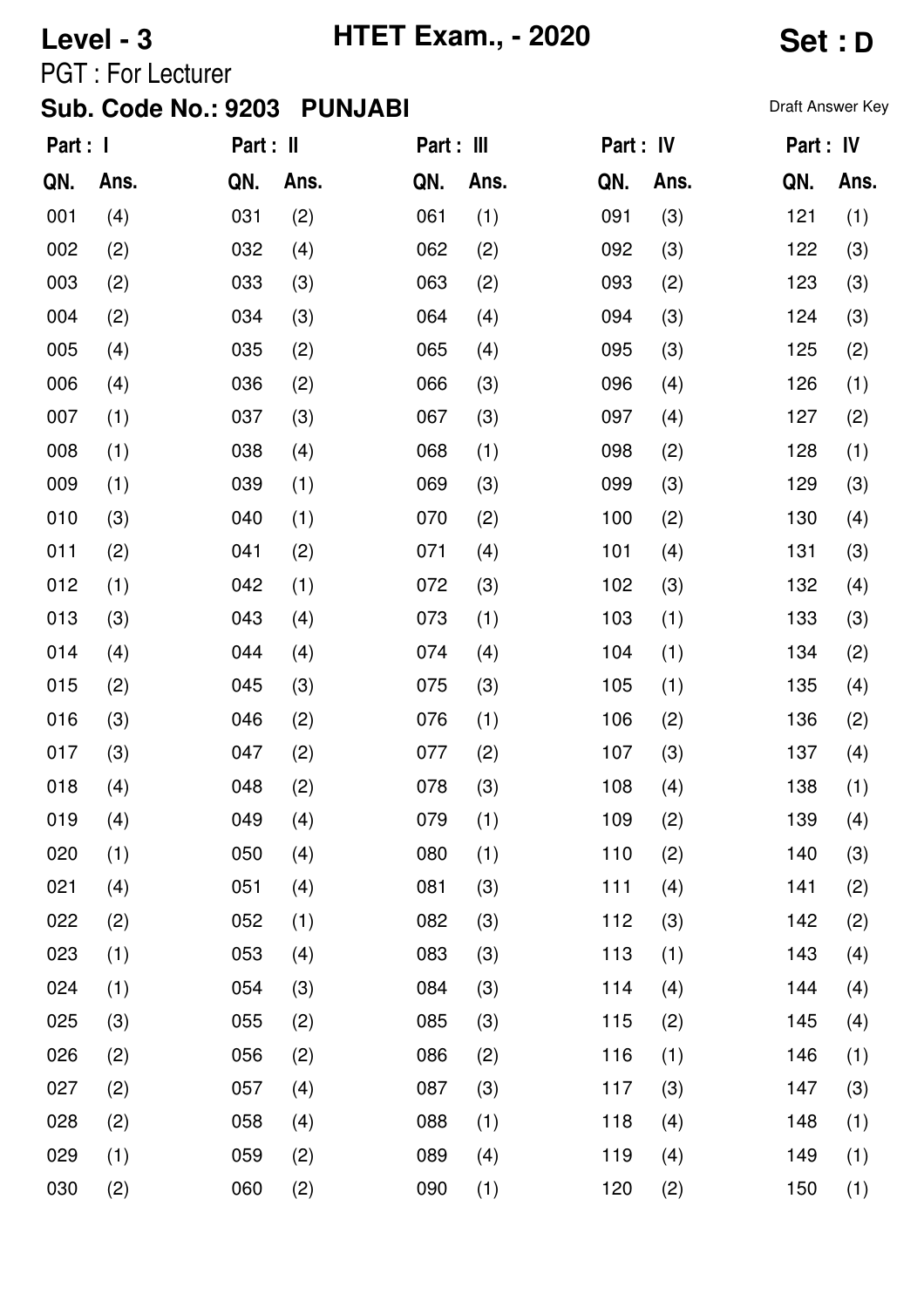**Level - 3** **HTET Exam., - 2020** **Set : D**

PGT : For Lecturer

**Sub. Code No.: 9203 PUNJABI**

Draft Answer Key

| Part : I | | Part : II | | Part : III | | Part : IV | | Part : IV | |
|---|---|---|---|---|---|---|---|---|---|
| **QN.** | **Ans.** | **QN.** | **Ans.** | **QN.** | **Ans.** | **QN.** | **Ans.** | **QN.** | **Ans.** |
| 001 | (4) | 031 | (2) | 061 | (1) | 091 | (3) | 121 | (1) |
| 002 | (2) | 032 | (4) | 062 | (2) | 092 | (3) | 122 | (3) |
| 003 | (2) | 033 | (3) | 063 | (2) | 093 | (2) | 123 | (3) |
| 004 | (2) | 034 | (3) | 064 | (4) | 094 | (3) | 124 | (3) |
| 005 | (4) | 035 | (2) | 065 | (4) | 095 | (3) | 125 | (2) |
| 006 | (4) | 036 | (2) | 066 | (3) | 096 | (4) | 126 | (1) |
| 007 | (1) | 037 | (3) | 067 | (3) | 097 | (4) | 127 | (2) |
| 008 | (1) | 038 | (4) | 068 | (1) | 098 | (2) | 128 | (1) |
| 009 | (1) | 039 | (1) | 069 | (3) | 099 | (3) | 129 | (3) |
| 010 | (3) | 040 | (1) | 070 | (2) | 100 | (2) | 130 | (4) |
| 011 | (2) | 041 | (2) | 071 | (4) | 101 | (4) | 131 | (3) |
| 012 | (1) | 042 | (1) | 072 | (3) | 102 | (3) | 132 | (4) |
| 013 | (3) | 043 | (4) | 073 | (1) | 103 | (1) | 133 | (3) |
| 014 | (4) | 044 | (4) | 074 | (4) | 104 | (1) | 134 | (2) |
| 015 | (2) | 045 | (3) | 075 | (3) | 105 | (1) | 135 | (4) |
| 016 | (3) | 046 | (2) | 076 | (1) | 106 | (2) | 136 | (2) |
| 017 | (3) | 047 | (2) | 077 | (2) | 107 | (3) | 137 | (4) |
| 018 | (4) | 048 | (2) | 078 | (3) | 108 | (4) | 138 | (1) |
| 019 | (4) | 049 | (4) | 079 | (1) | 109 | (2) | 139 | (4) |
| 020 | (1) | 050 | (4) | 080 | (1) | 110 | (2) | 140 | (3) |
| 021 | (4) | 051 | (4) | 081 | (3) | 111 | (4) | 141 | (2) |
| 022 | (2) | 052 | (1) | 082 | (3) | 112 | (3) | 142 | (2) |
| 023 | (1) | 053 | (4) | 083 | (3) | 113 | (1) | 143 | (4) |
| 024 | (1) | 054 | (3) | 084 | (3) | 114 | (4) | 144 | (4) |
| 025 | (3) | 055 | (2) | 085 | (3) | 115 | (2) | 145 | (4) |
| 026 | (2) | 056 | (2) | 086 | (2) | 116 | (1) | 146 | (1) |
| 027 | (2) | 057 | (4) | 087 | (3) | 117 | (3) | 147 | (3) |
| 028 | (2) | 058 | (4) | 088 | (1) | 118 | (4) | 148 | (1) |
| 029 | (1) | 059 | (2) | 089 | (4) | 119 | (4) | 149 | (1) |
| 030 | (2) | 060 | (2) | 090 | (1) | 120 | (2) | 150 | (1) |